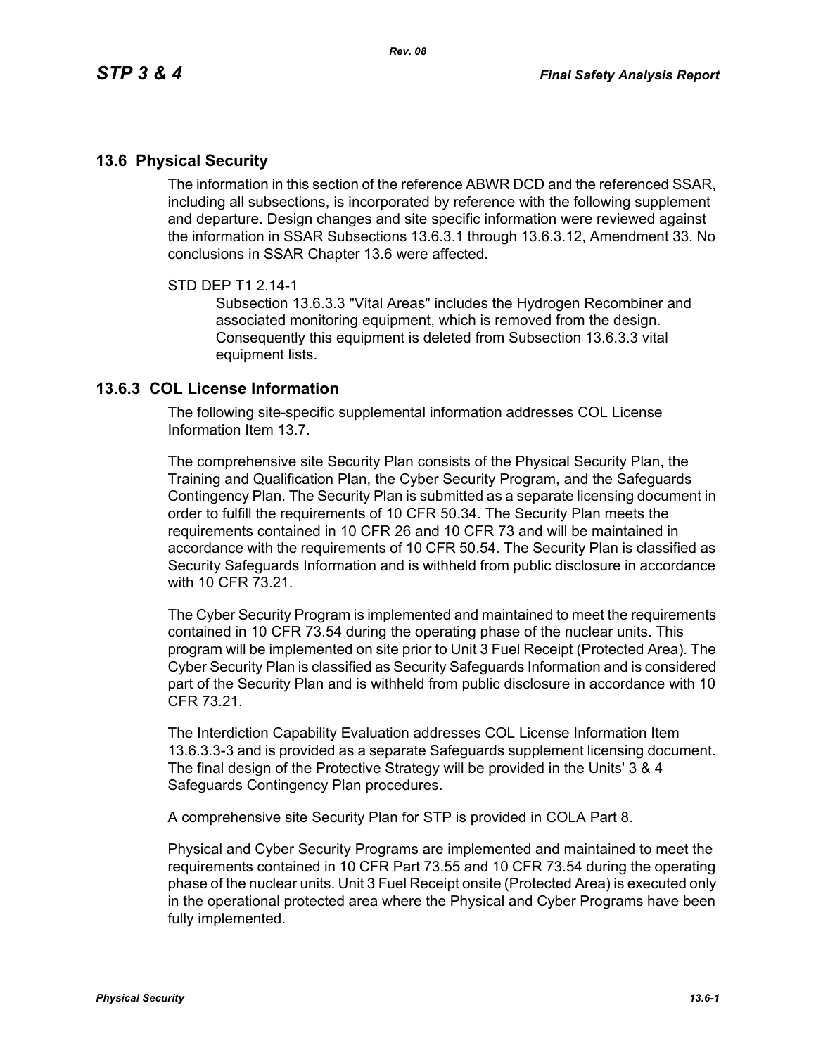## 13.6 Physical Security

The information in this section of the reference ABWR DCD and the referenced SSAR, including all subsections, is incorporated by reference with the following supplement and departure. Design changes and site specific information were reviewed against the information in SSAR Subsections 13.6.3.1 through 13.6.3.12, Amendment 33. No conclusions in SSAR Chapter 13.6 were affected.

STD DEP T1 2.14-1

Subsection 13.6.3.3 "Vital Areas" includes the Hydrogen Recombiner and associated monitoring equipment, which is removed from the design. Consequently this equipment is deleted from Subsection 13.6.3.3 vital equipment lists.

### 13.6.3 COL License Information

The following site-specific supplemental information addresses COL License Information Item 13.7.

The comprehensive site Security Plan consists of the Physical Security Plan, the Training and Qualification Plan, the Cyber Security Program, and the Safeguards Contingency Plan. The Security Plan is submitted as a separate licensing document in order to fulfill the requirements of 10 CFR 50.34. The Security Plan meets the requirements contained in 10 CFR 26 and 10 CFR 73 and will be maintained in accordance with the requirements of 10 CFR 50.54. The Security Plan is classified as Security Safeguards Information and is withheld from public disclosure in accordance with 10 CFR 73.21.

The Cyber Security Program is implemented and maintained to meet the requirements contained in 10 CFR 73.54 during the operating phase of the nuclear units. This program will be implemented on site prior to Unit 3 Fuel Receipt (Protected Area). The Cyber Security Plan is classified as Security Safeguards Information and is considered part of the Security Plan and is withheld from public disclosure in accordance with 10 CFR 73.21.

The Interdiction Capability Evaluation addresses COL License Information Item 13.6.3.3-3 and is provided as a separate Safeguards supplement licensing document. The final design of the Protective Strategy will be provided in the Units' 3 & 4 Safeguards Contingency Plan procedures.

A comprehensive site Security Plan for STP is provided in COLA Part 8.

Physical and Cyber Security Programs are implemented and maintained to meet the requirements contained in 10 CFR Part 73.55 and 10 CFR 73.54 during the operating phase of the nuclear units. Unit 3 Fuel Receipt onsite (Protected Area) is executed only in the operational protected area where the Physical and Cyber Programs have been fully implemented.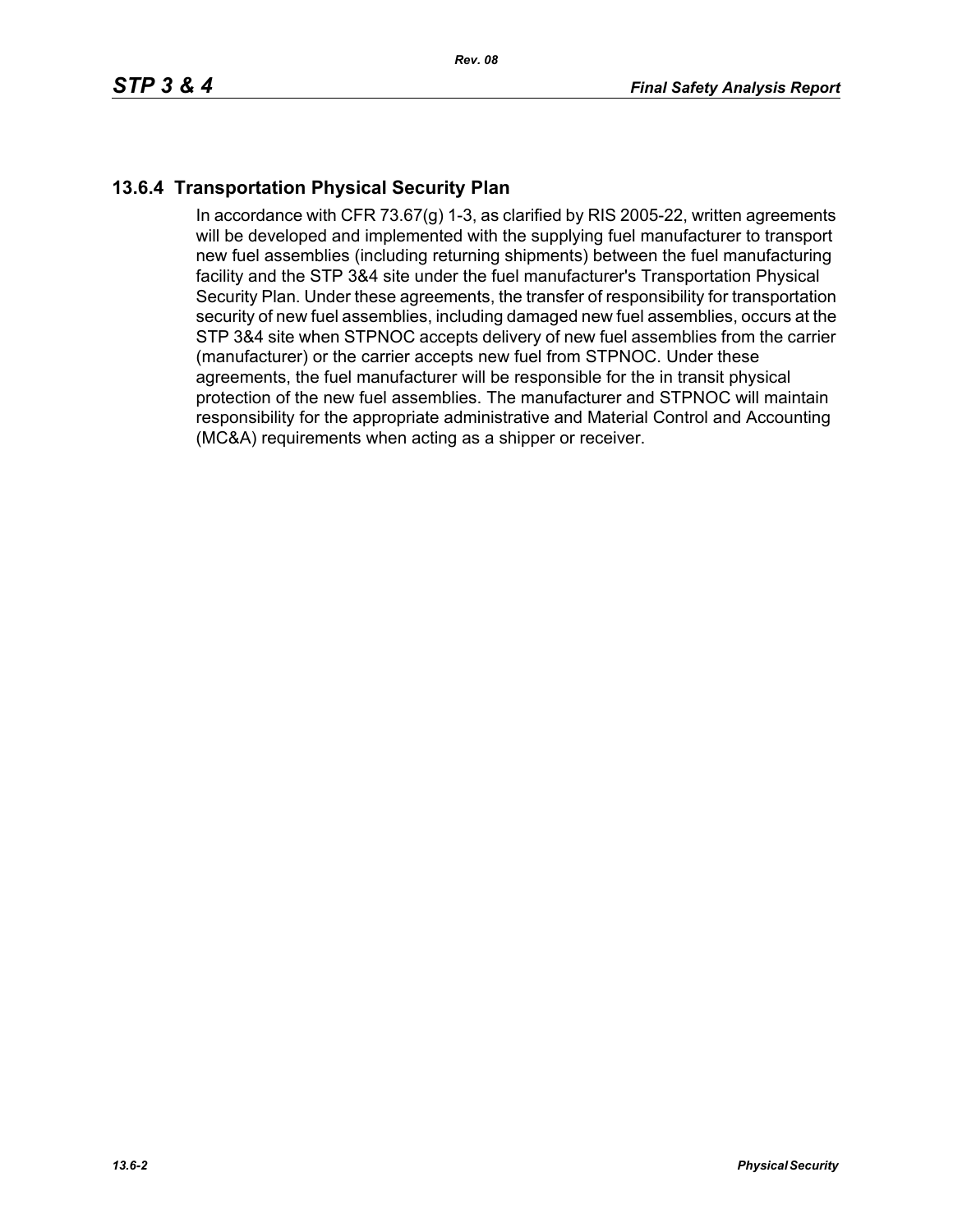### 13.6.4 Transportation Physical Security Plan

In accordance with CFR 73.67(g) 1-3, as clarified by RIS 2005-22, written agreements will be developed and implemented with the supplying fuel manufacturer to transport new fuel assemblies (including returning shipments) between the fuel manufacturing facility and the STP 3&4 site under the fuel manufacturer's Transportation Physical Security Plan. Under these agreements, the transfer of responsibility for transportation security of new fuel assemblies, including damaged new fuel assemblies, occurs at the STP 3&4 site when STPNOC accepts delivery of new fuel assemblies from the carrier (manufacturer) or the carrier accepts new fuel from STPNOC. Under these agreements, the fuel manufacturer will be responsible for the in transit physical protection of the new fuel assemblies. The manufacturer and STPNOC will maintain responsibility for the appropriate administrative and Material Control and Accounting (MC&A) requirements when acting as a shipper or receiver.